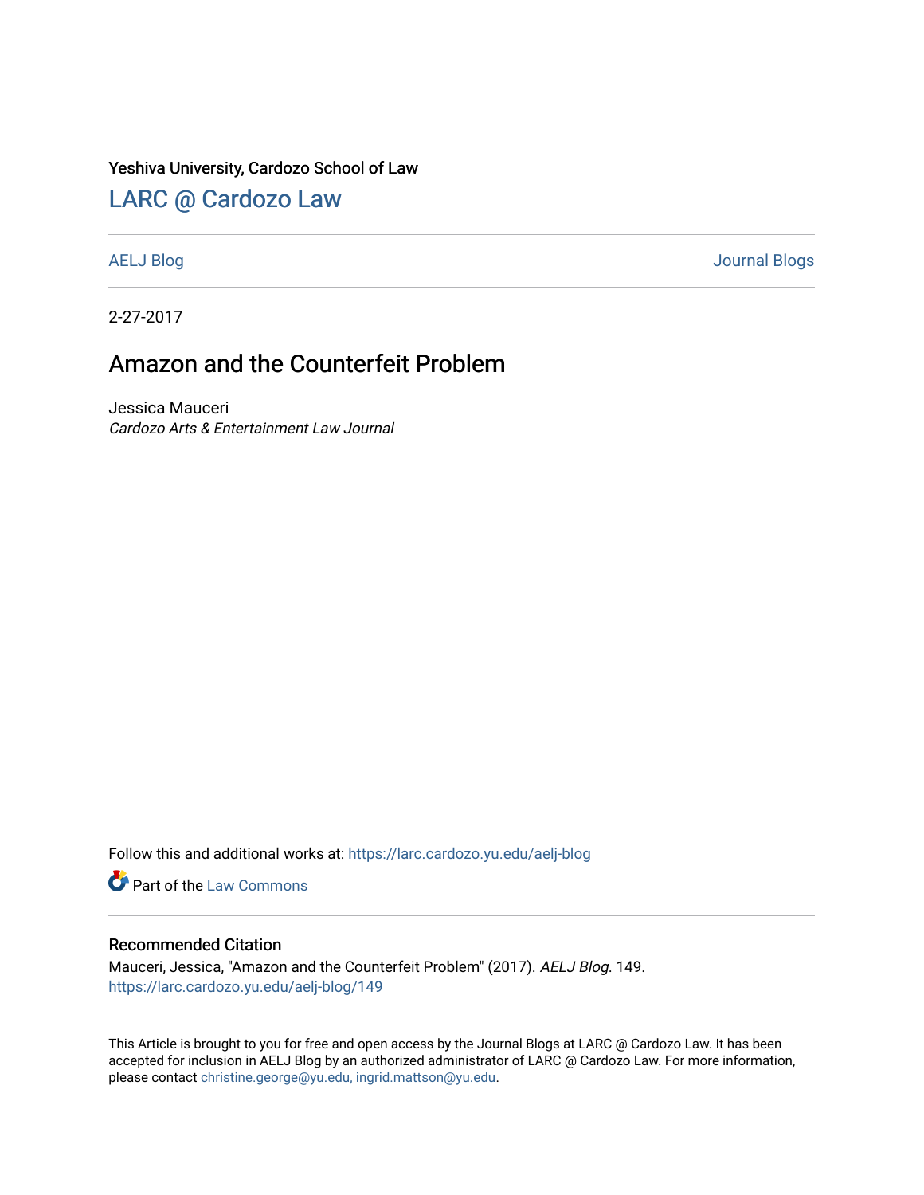Yeshiva University, Cardozo School of Law

# LARC @ Cardozo Law

AELJ Blog | Journal Blogs

2-27-2017

## Amazon and the Counterfeit Problem

Jessica Mauceri
*Cardozo Arts & Entertainment Law Journal*

Follow this and additional works at: https://larc.cardozo.yu.edu/aelj-blog

Part of the Law Commons

### Recommended Citation

Mauceri, Jessica, "Amazon and the Counterfeit Problem" (2017). *AELJ Blog*. 149.
https://larc.cardozo.yu.edu/aelj-blog/149

This Article is brought to you for free and open access by the Journal Blogs at LARC @ Cardozo Law. It has been accepted for inclusion in AELJ Blog by an authorized administrator of LARC @ Cardozo Law. For more information, please contact christine.george@yu.edu, ingrid.mattson@yu.edu.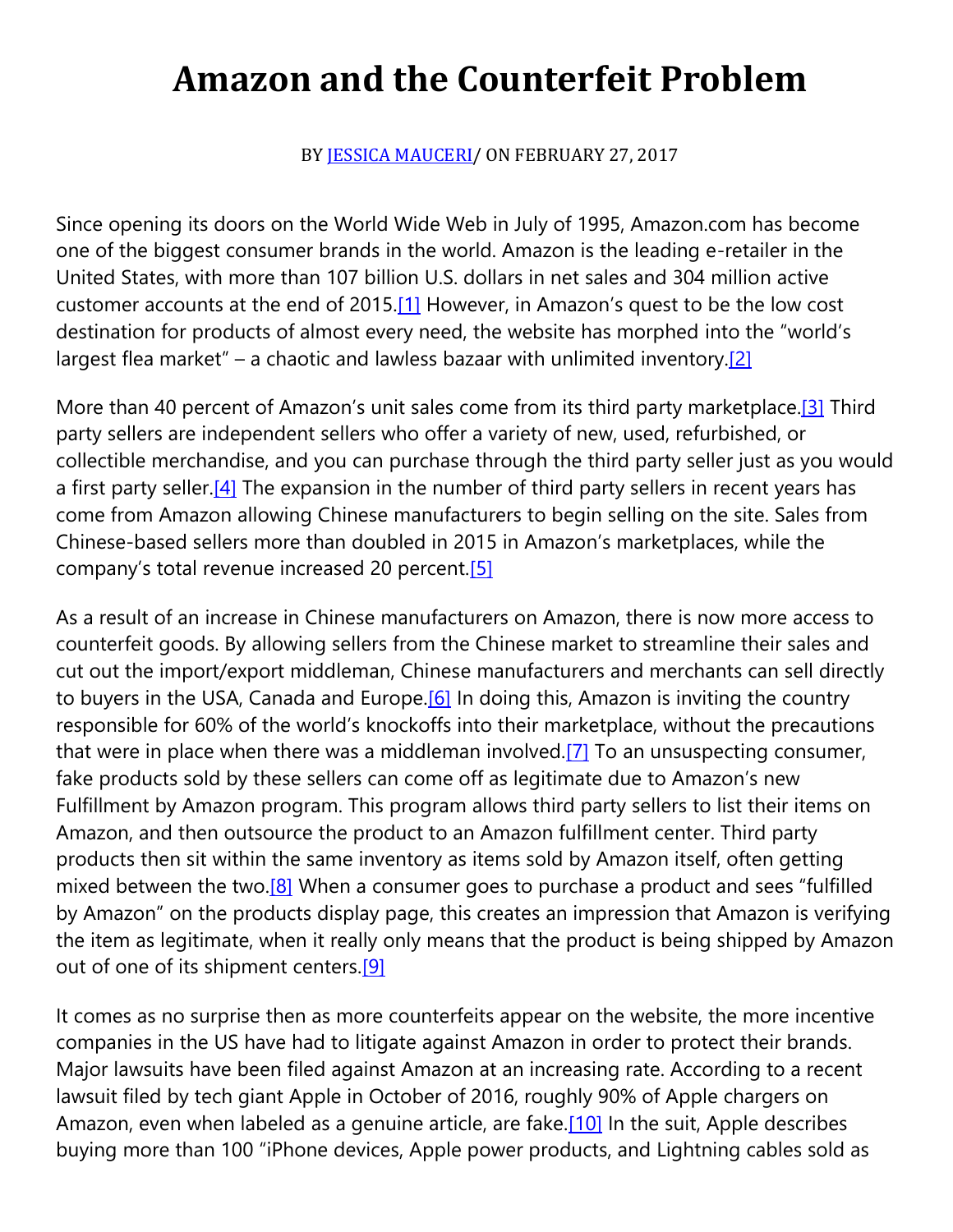# Amazon and the Counterfeit Problem

BY JESSICA MAUCERI/ ON FEBRUARY 27, 2017

Since opening its doors on the World Wide Web in July of 1995, Amazon.com has become one of the biggest consumer brands in the world. Amazon is the leading e-retailer in the United States, with more than 107 billion U.S. dollars in net sales and 304 million active customer accounts at the end of 2015.[1] However, in Amazon's quest to be the low cost destination for products of almost every need, the website has morphed into the "world's largest flea market" – a chaotic and lawless bazaar with unlimited inventory.[2]

More than 40 percent of Amazon's unit sales come from its third party marketplace.[3] Third party sellers are independent sellers who offer a variety of new, used, refurbished, or collectible merchandise, and you can purchase through the third party seller just as you would a first party seller.[4] The expansion in the number of third party sellers in recent years has come from Amazon allowing Chinese manufacturers to begin selling on the site. Sales from Chinese-based sellers more than doubled in 2015 in Amazon's marketplaces, while the company's total revenue increased 20 percent.[5]

As a result of an increase in Chinese manufacturers on Amazon, there is now more access to counterfeit goods. By allowing sellers from the Chinese market to streamline their sales and cut out the import/export middleman, Chinese manufacturers and merchants can sell directly to buyers in the USA, Canada and Europe.[6] In doing this, Amazon is inviting the country responsible for 60% of the world's knockoffs into their marketplace, without the precautions that were in place when there was a middleman involved.[7] To an unsuspecting consumer, fake products sold by these sellers can come off as legitimate due to Amazon's new Fulfillment by Amazon program. This program allows third party sellers to list their items on Amazon, and then outsource the product to an Amazon fulfillment center. Third party products then sit within the same inventory as items sold by Amazon itself, often getting mixed between the two.[8] When a consumer goes to purchase a product and sees "fulfilled by Amazon" on the products display page, this creates an impression that Amazon is verifying the item as legitimate, when it really only means that the product is being shipped by Amazon out of one of its shipment centers.[9]

It comes as no surprise then as more counterfeits appear on the website, the more incentive companies in the US have had to litigate against Amazon in order to protect their brands. Major lawsuits have been filed against Amazon at an increasing rate. According to a recent lawsuit filed by tech giant Apple in October of 2016, roughly 90% of Apple chargers on Amazon, even when labeled as a genuine article, are fake.[10] In the suit, Apple describes buying more than 100 "iPhone devices, Apple power products, and Lightning cables sold as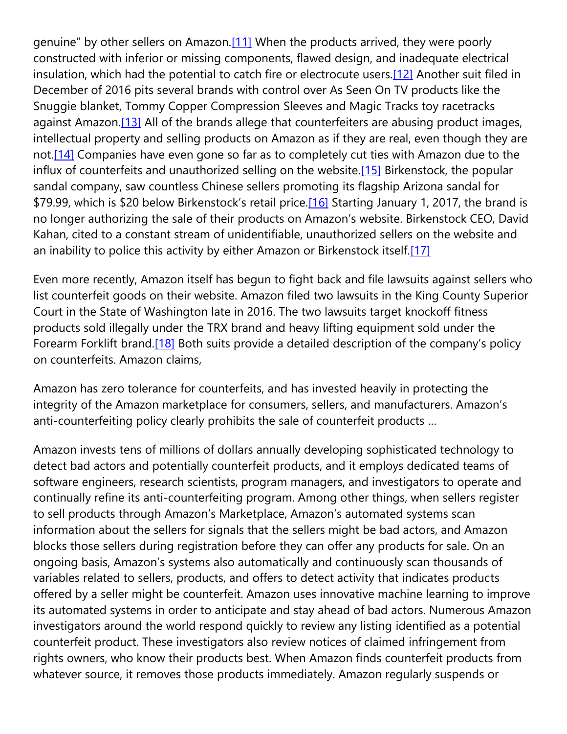genuine" by other sellers on Amazon.[11] When the products arrived, they were poorly constructed with inferior or missing components, flawed design, and inadequate electrical insulation, which had the potential to catch fire or electrocute users.[12] Another suit filed in December of 2016 pits several brands with control over As Seen On TV products like the Snuggie blanket, Tommy Copper Compression Sleeves and Magic Tracks toy racetracks against Amazon.[13] All of the brands allege that counterfeiters are abusing product images, intellectual property and selling products on Amazon as if they are real, even though they are not.[14] Companies have even gone so far as to completely cut ties with Amazon due to the influx of counterfeits and unauthorized selling on the website.[15] Birkenstock, the popular sandal company, saw countless Chinese sellers promoting its flagship Arizona sandal for $79.99, which is $20 below Birkenstock's retail price.[16] Starting January 1, 2017, the brand is no longer authorizing the sale of their products on Amazon's website. Birkenstock CEO, David Kahan, cited to a constant stream of unidentifiable, unauthorized sellers on the website and an inability to police this activity by either Amazon or Birkenstock itself.[17]

Even more recently, Amazon itself has begun to fight back and file lawsuits against sellers who list counterfeit goods on their website. Amazon filed two lawsuits in the King County Superior Court in the State of Washington late in 2016. The two lawsuits target knockoff fitness products sold illegally under the TRX brand and heavy lifting equipment sold under the Forearm Forklift brand.[18] Both suits provide a detailed description of the company's policy on counterfeits. Amazon claims,

Amazon has zero tolerance for counterfeits, and has invested heavily in protecting the integrity of the Amazon marketplace for consumers, sellers, and manufacturers. Amazon's anti-counterfeiting policy clearly prohibits the sale of counterfeit products …

Amazon invests tens of millions of dollars annually developing sophisticated technology to detect bad actors and potentially counterfeit products, and it employs dedicated teams of software engineers, research scientists, program managers, and investigators to operate and continually refine its anti-counterfeiting program. Among other things, when sellers register to sell products through Amazon's Marketplace, Amazon's automated systems scan information about the sellers for signals that the sellers might be bad actors, and Amazon blocks those sellers during registration before they can offer any products for sale. On an ongoing basis, Amazon's systems also automatically and continuously scan thousands of variables related to sellers, products, and offers to detect activity that indicates products offered by a seller might be counterfeit. Amazon uses innovative machine learning to improve its automated systems in order to anticipate and stay ahead of bad actors. Numerous Amazon investigators around the world respond quickly to review any listing identified as a potential counterfeit product. These investigators also review notices of claimed infringement from rights owners, who know their products best. When Amazon finds counterfeit products from whatever source, it removes those products immediately. Amazon regularly suspends or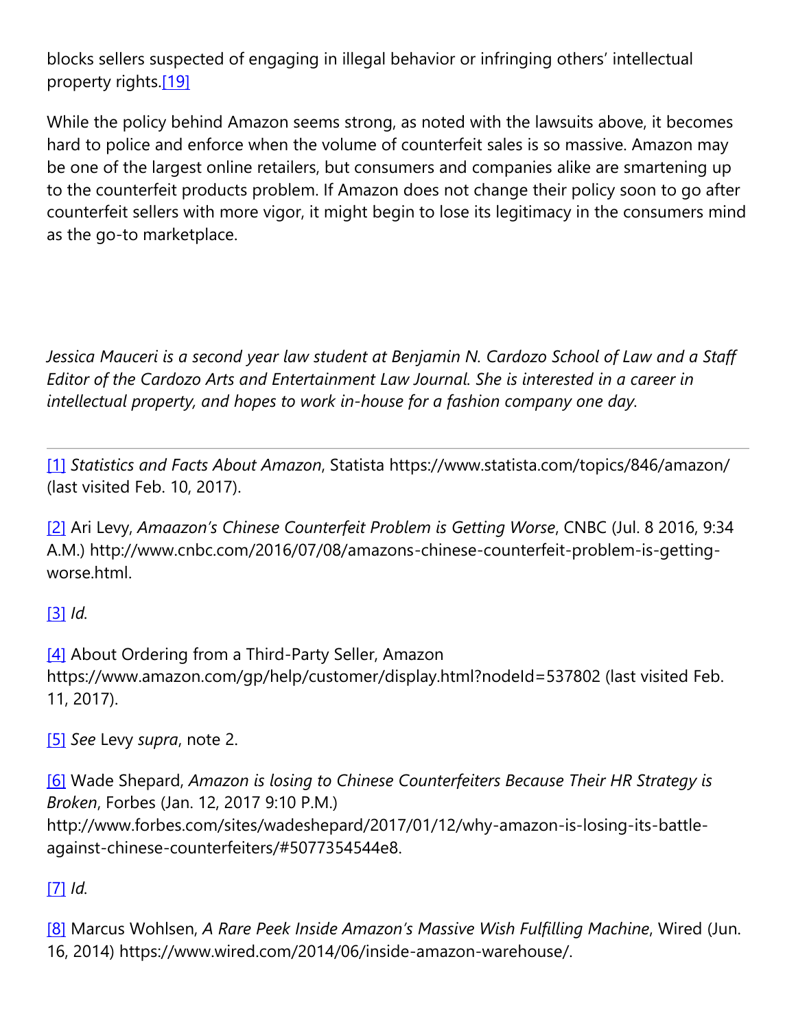blocks sellers suspected of engaging in illegal behavior or infringing others' intellectual property rights.[19]

While the policy behind Amazon seems strong, as noted with the lawsuits above, it becomes hard to police and enforce when the volume of counterfeit sales is so massive. Amazon may be one of the largest online retailers, but consumers and companies alike are smartening up to the counterfeit products problem. If Amazon does not change their policy soon to go after counterfeit sellers with more vigor, it might begin to lose its legitimacy in the consumers mind as the go-to marketplace.

*Jessica Mauceri is a second year law student at Benjamin N. Cardozo School of Law and a Staff Editor of the Cardozo Arts and Entertainment Law Journal. She is interested in a career in intellectual property, and hopes to work in-house for a fashion company one day.*

---

[1] *Statistics and Facts About Amazon*, Statista https://www.statista.com/topics/846/amazon/ (last visited Feb. 10, 2017).

[2] Ari Levy, *Amaazon's Chinese Counterfeit Problem is Getting Worse*, CNBC (Jul. 8 2016, 9:34 A.M.) http://www.cnbc.com/2016/07/08/amazons-chinese-counterfeit-problem-is-getting-worse.html.

[3] *Id.*

[4] About Ordering from a Third-Party Seller, Amazon https://www.amazon.com/gp/help/customer/display.html?nodeId=537802 (last visited Feb. 11, 2017).

[5] *See* Levy *supra*, note 2.

[6] Wade Shepard, *Amazon is losing to Chinese Counterfeiters Because Their HR Strategy is Broken*, Forbes (Jan. 12, 2017 9:10 P.M.) http://www.forbes.com/sites/wadeshepard/2017/01/12/why-amazon-is-losing-its-battle-against-chinese-counterfeiters/#5077354544e8.

[7] *Id.*

[8] Marcus Wohlsen, *A Rare Peek Inside Amazon's Massive Wish Fulfilling Machine*, Wired (Jun. 16, 2014) https://www.wired.com/2014/06/inside-amazon-warehouse/.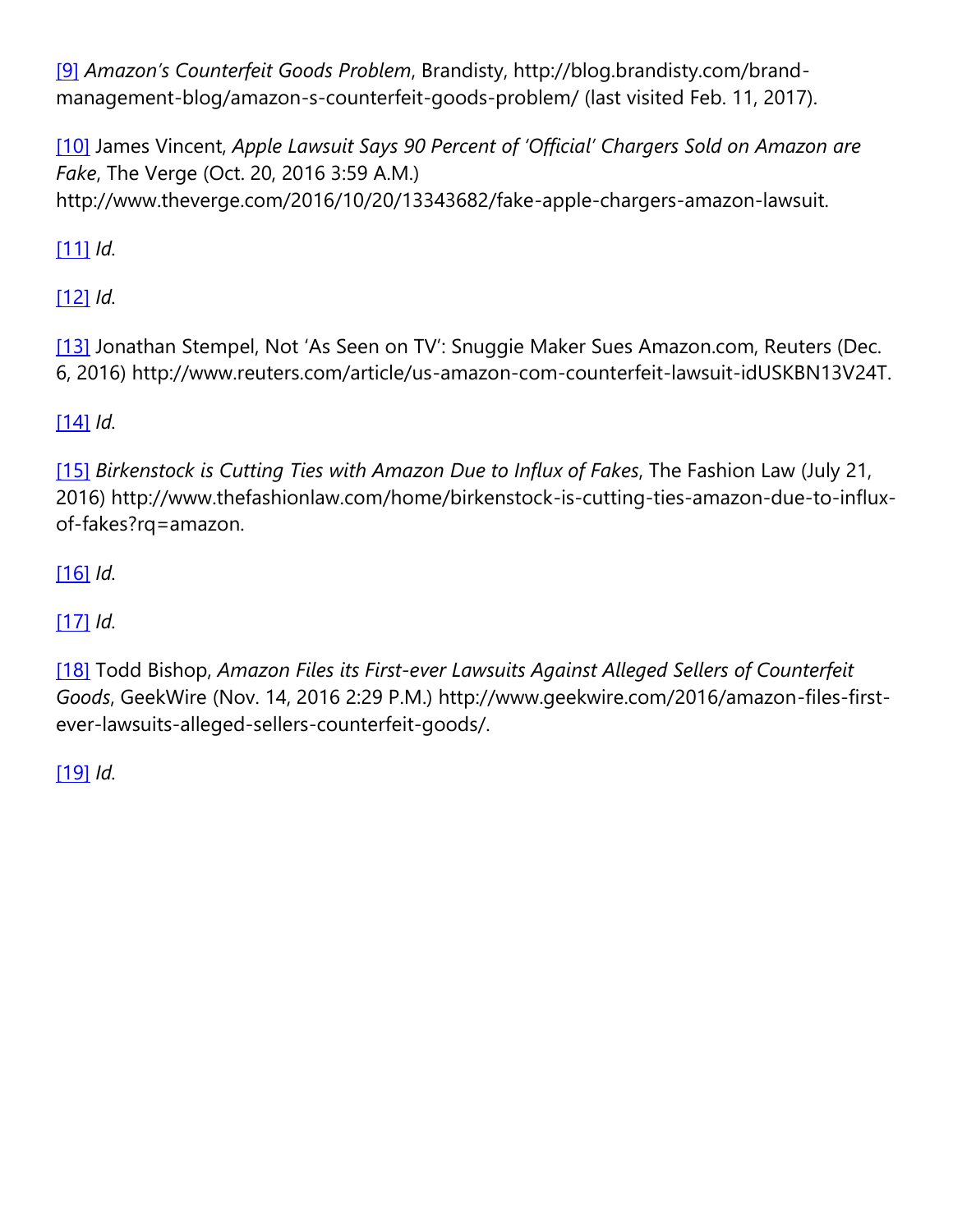[9] *Amazon's Counterfeit Goods Problem*, Brandisty, http://blog.brandisty.com/brand-management-blog/amazon-s-counterfeit-goods-problem/ (last visited Feb. 11, 2017).

[10] James Vincent, *Apple Lawsuit Says 90 Percent of 'Official' Chargers Sold on Amazon are Fake*, The Verge (Oct. 20, 2016 3:59 A.M.) http://www.theverge.com/2016/10/20/13343682/fake-apple-chargers-amazon-lawsuit.

[11] *Id.*

[12] *Id.*

[13] Jonathan Stempel, Not 'As Seen on TV': Snuggie Maker Sues Amazon.com, Reuters (Dec. 6, 2016) http://www.reuters.com/article/us-amazon-com-counterfeit-lawsuit-idUSKBN13V24T.

[14] *Id.*

[15] *Birkenstock is Cutting Ties with Amazon Due to Influx of Fakes*, The Fashion Law (July 21, 2016) http://www.thefashionlaw.com/home/birkenstock-is-cutting-ties-amazon-due-to-influx-of-fakes?rq=amazon.

[16] *Id.*

[17] *Id.*

[18] Todd Bishop, *Amazon Files its First-ever Lawsuits Against Alleged Sellers of Counterfeit Goods*, GeekWire (Nov. 14, 2016 2:29 P.M.) http://www.geekwire.com/2016/amazon-files-first-ever-lawsuits-alleged-sellers-counterfeit-goods/.

[19] *Id.*